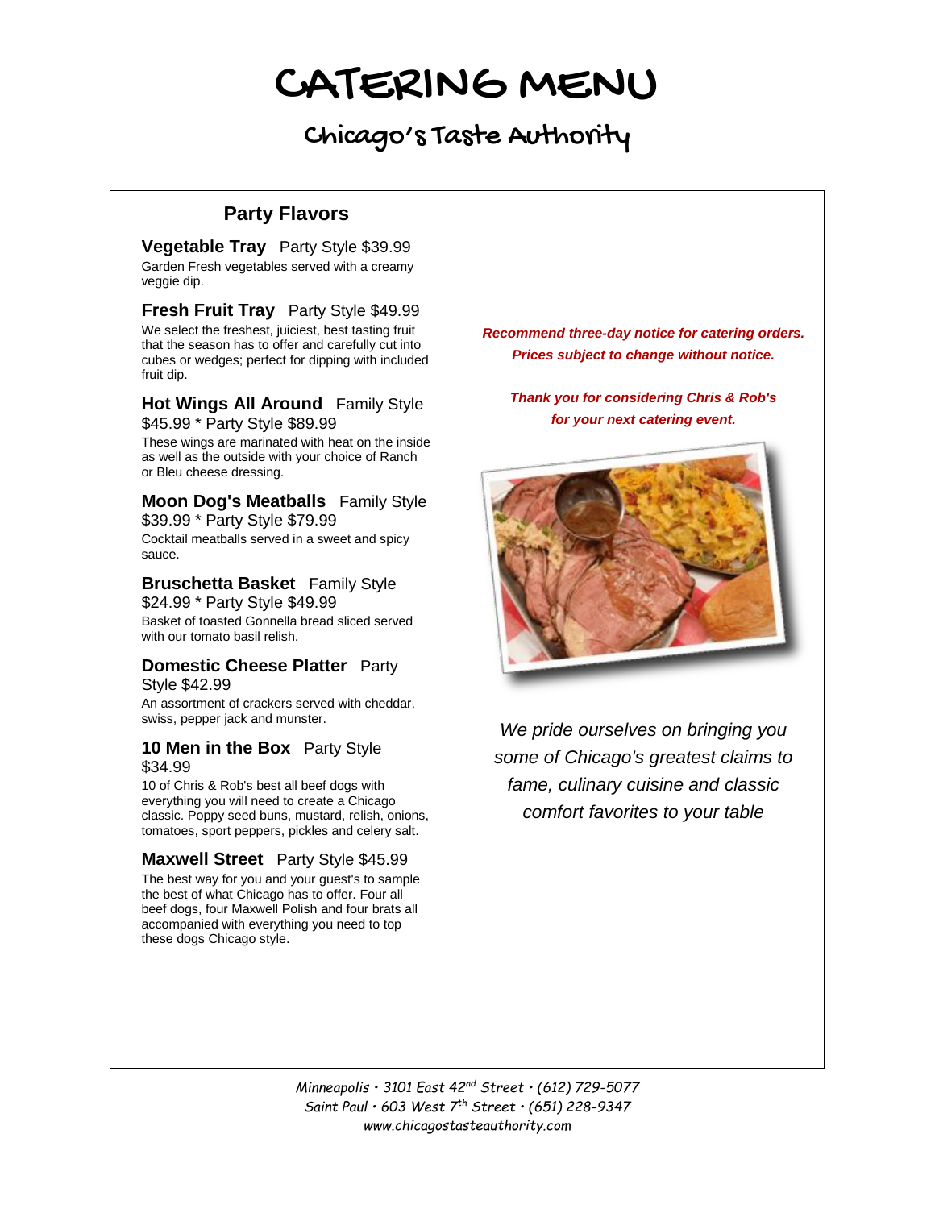# CATERING MENU

## Chicago's Taste Authority

### Party Flavors

**Vegetable Tray** Party Style $39.99

Garden Fresh vegetables served with a creamy veggie dip.

**Fresh Fruit Tray** Party Style $49.99

We select the freshest, juiciest, best tasting fruit that the season has to offer and carefully cut into cubes or wedges; perfect for dipping with included fruit dip.

**Hot Wings All Around** Family Style $45.99 * Party Style $89.99

These wings are marinated with heat on the inside as well as the outside with your choice of Ranch or Bleu cheese dressing.

**Moon Dog's Meatballs** Family Style $39.99 * Party Style $79.99

Cocktail meatballs served in a sweet and spicy sauce.

**Bruschetta Basket** Family Style $24.99 * Party Style $49.99

Basket of toasted Gonnella bread sliced served with our tomato basil relish.

**Domestic Cheese Platter** Party Style $42.99

An assortment of crackers served with cheddar, swiss, pepper jack and munster.

**10 Men in the Box** Party Style $34.99

10 of Chris & Rob's best all beef dogs with everything you will need to create a Chicago classic. Poppy seed buns, mustard, relish, onions, tomatoes, sport peppers, pickles and celery salt.

**Maxwell Street** Party Style $45.99

The best way for you and your guest's to sample the best of what Chicago has to offer. Four all beef dogs, four Maxwell Polish and four brats all accompanied with everything you need to top these dogs Chicago style.

***Recommend three-day notice for catering orders.***
***Prices subject to change without notice.***

***Thank you for considering Chris & Rob's for your next catering event.***

*We pride ourselves on bringing you some of Chicago's greatest claims to fame, culinary cuisine and classic comfort favorites to your table*

*Minneapolis • 3101 East 42nd Street • (612) 729-5077*
*Saint Paul • 603 West 7th Street • (651) 228-9347*
*www.chicagostasteauthority.com*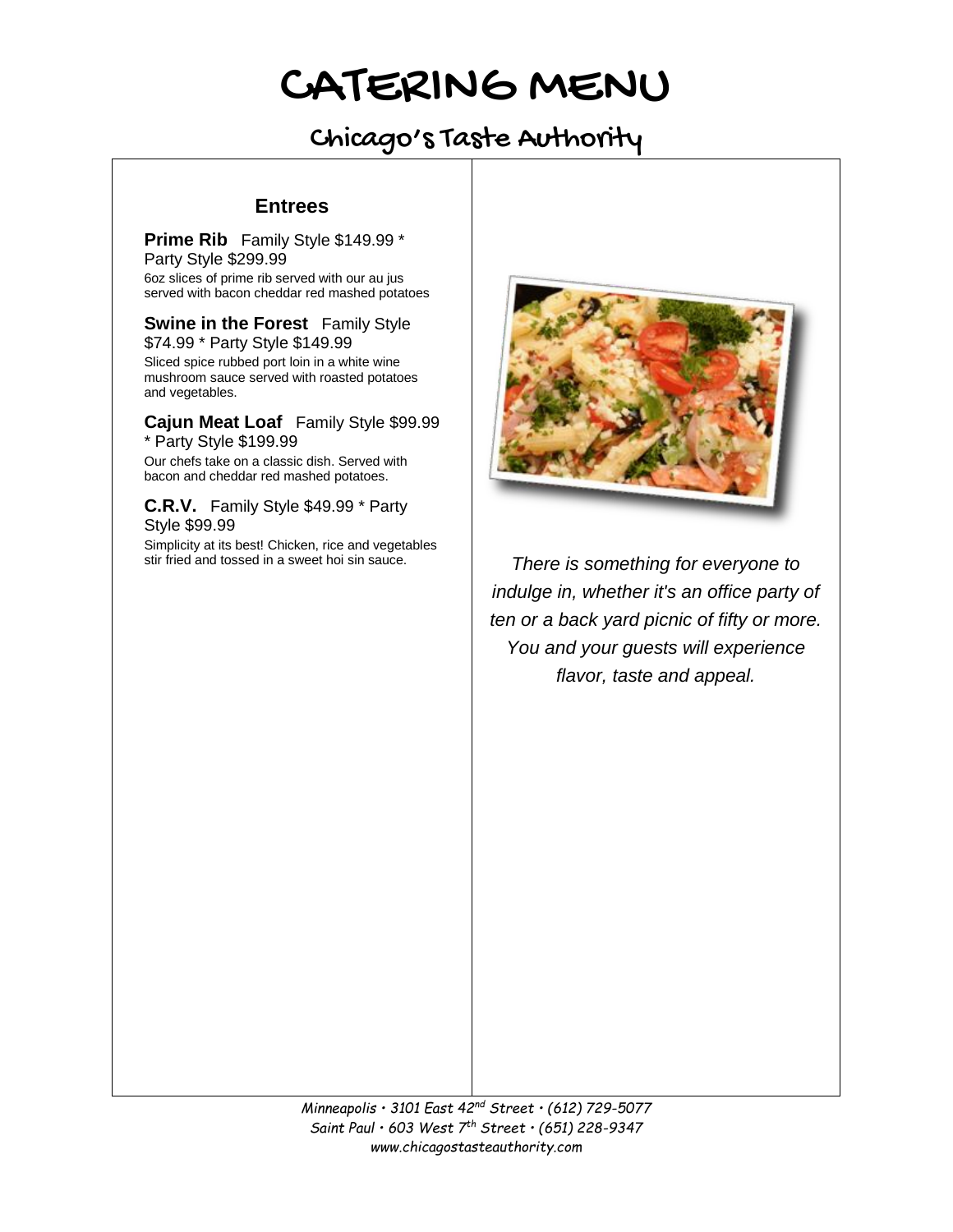# CATERING MENU

## Chicago's Taste Authority

### Entrees

**Prime Rib** Family Style $149.99 * Party Style $299.99
6oz slices of prime rib served with our au jus served with bacon cheddar red mashed potatoes

**Swine in the Forest** Family Style $74.99 * Party Style $149.99
Sliced spice rubbed port loin in a white wine mushroom sauce served with roasted potatoes and vegetables.

**Cajun Meat Loaf** Family Style $99.99 * Party Style $199.99
Our chefs take on a classic dish. Served with bacon and cheddar red mashed potatoes.

**C.R.V.** Family Style $49.99 * Party Style $99.99
Simplicity at its best! Chicken, rice and vegetables stir fried and tossed in a sweet hoi sin sauce.

*There is something for everyone to indulge in, whether it's an office party of ten or a back yard picnic of fifty or more. You and your guests will experience flavor, taste and appeal.*

*Minneapolis • 3101 East 42nd Street • (612) 729-5077*
*Saint Paul • 603 West 7th Street • (651) 228-9347*
*www.chicagostasteauthority.com*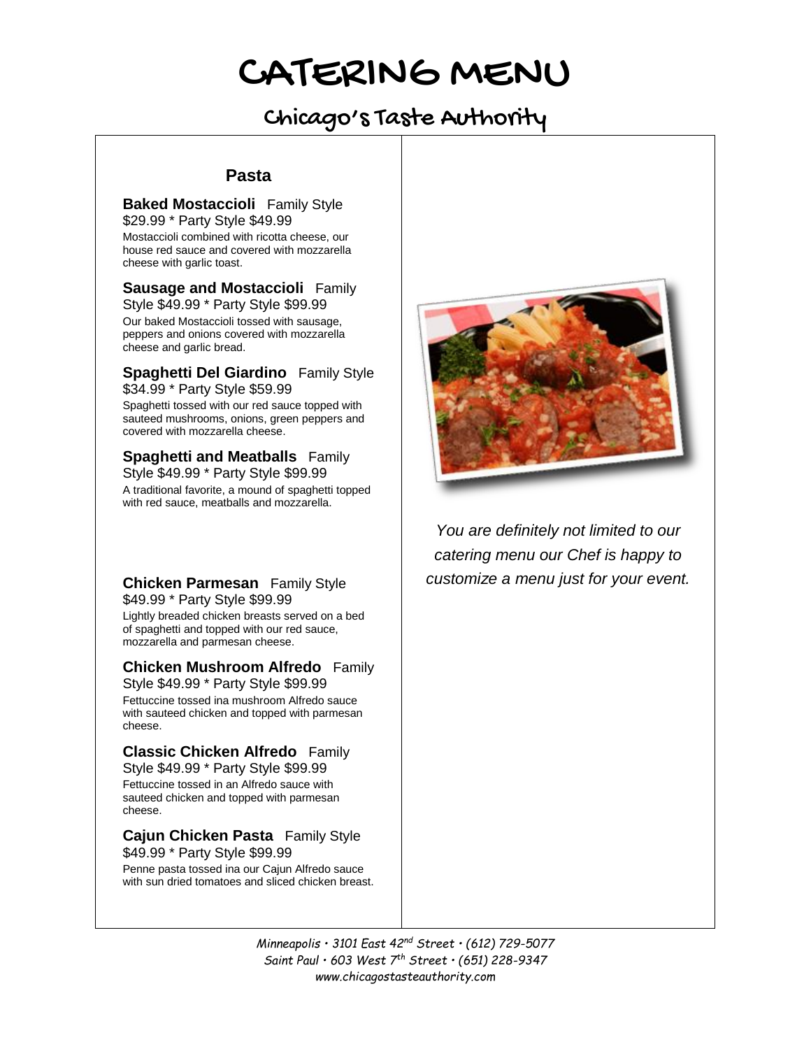# CATERING MENU

## Chicago's Taste Authority

### Pasta

**Baked Mostaccioli** Family Style $29.99 * Party Style $49.99

Mostaccioli combined with ricotta cheese, our house red sauce and covered with mozzarella cheese with garlic toast.

**Sausage and Mostaccioli** Family Style $49.99 * Party Style $99.99

Our baked Mostaccioli tossed with sausage, peppers and onions covered with mozzarella cheese and garlic bread.

**Spaghetti Del Giardino** Family Style $34.99 * Party Style $59.99

Spaghetti tossed with our red sauce topped with sauteed mushrooms, onions, green peppers and covered with mozzarella cheese.

**Spaghetti and Meatballs** Family Style $49.99 * Party Style $99.99

A traditional favorite, a mound of spaghetti topped with red sauce, meatballs and mozzarella.

**Chicken Parmesan** Family Style $49.99 * Party Style $99.99

Lightly breaded chicken breasts served on a bed of spaghetti and topped with our red sauce, mozzarella and parmesan cheese.

**Chicken Mushroom Alfredo** Family Style $49.99 * Party Style $99.99

Fettuccine tossed ina mushroom Alfredo sauce with sauteed chicken and topped with parmesan cheese.

**Classic Chicken Alfredo** Family Style $49.99 * Party Style $99.99

Fettuccine tossed in an Alfredo sauce with sauteed chicken and topped with parmesan cheese.

**Cajun Chicken Pasta** Family Style $49.99 * Party Style $99.99

Penne pasta tossed ina our Cajun Alfredo sauce with sun dried tomatoes and sliced chicken breast.

*You are definitely not limited to our catering menu our Chef is happy to customize a menu just for your event.*

*Minneapolis • 3101 East 42nd Street • (612) 729-5077*
*Saint Paul • 603 West 7th Street • (651) 228-9347*
*www.chicagostasteauthority.com*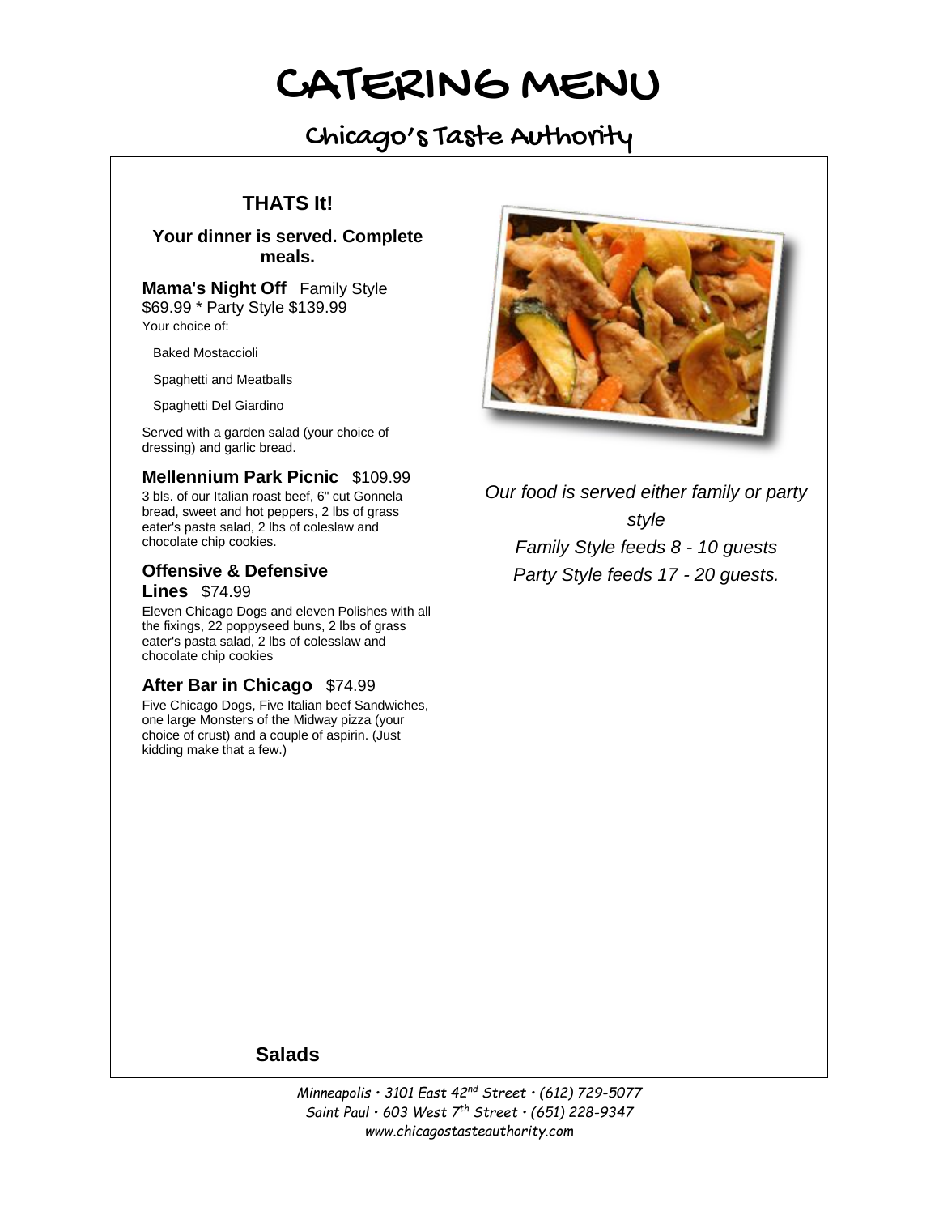# CATERING MENU

## Chicago's Taste Authority

### THATS It!

**Your dinner is served. Complete meals.**

**Mama's Night Off** Family Style $69.99 * Party Style $139.99

Your choice of:

- Baked Mostaccioli
- Spaghetti and Meatballs
- Spaghetti Del Giardino

Served with a garden salad (your choice of dressing) and garlic bread.

**Mellennium Park Picnic** $109.99

3 bls. of our Italian roast beef, 6" cut Gonnela bread, sweet and hot peppers, 2 lbs of grass eater's pasta salad, 2 lbs of coleslaw and chocolate chip cookies.

**Offensive & Defensive Lines** $74.99

Eleven Chicago Dogs and eleven Polishes with all the fixings, 22 poppyseed buns, 2 lbs of grass eater's pasta salad, 2 lbs of colesslaw and chocolate chip cookies

**After Bar in Chicago** $74.99

Five Chicago Dogs, Five Italian beef Sandwiches, one large Monsters of the Midway pizza (your choice of crust) and a couple of aspirin. (Just kidding make that a few.)

### Salads

*Our food is served either family or party style*

*Family Style feeds 8 - 10 guests*

*Party Style feeds 17 - 20 guests.*

Minneapolis • 3101 East 42nd Street • (612) 729-5077
Saint Paul • 603 West 7th Street • (651) 228-9347
www.chicagostasteauthority.com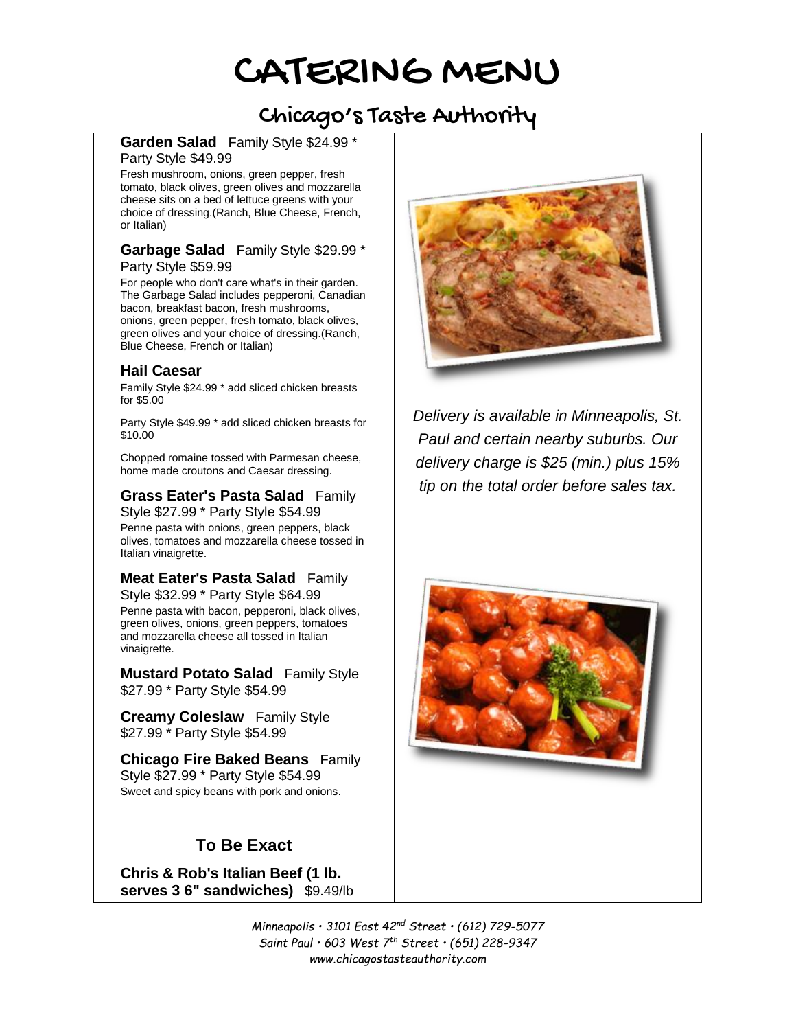# CATERING MENU

## Chicago's Taste Authority

**Garden Salad** Family Style $24.99 * Party Style $49.99

Fresh mushroom, onions, green pepper, fresh tomato, black olives, green olives and mozzarella cheese sits on a bed of lettuce greens with your choice of dressing.(Ranch, Blue Cheese, French, or Italian)

**Garbage Salad** Family Style $29.99 * Party Style $59.99

For people who don't care what's in their garden. The Garbage Salad includes pepperoni, Canadian bacon, breakfast bacon, fresh mushrooms, onions, green pepper, fresh tomato, black olives, green olives and your choice of dressing.(Ranch, Blue Cheese, French or Italian)

**Hail Caesar**

Family Style $24.99 * add sliced chicken breasts for $5.00

Party Style $49.99 * add sliced chicken breasts for $10.00

Chopped romaine tossed with Parmesan cheese, home made croutons and Caesar dressing.

**Grass Eater's Pasta Salad** Family Style $27.99 * Party Style $54.99

Penne pasta with onions, green peppers, black olives, tomatoes and mozzarella cheese tossed in Italian vinaigrette.

**Meat Eater's Pasta Salad** Family Style $32.99 * Party Style $64.99

Penne pasta with bacon, pepperoni, black olives, green olives, onions, green peppers, tomatoes and mozzarella cheese all tossed in Italian vinaigrette.

**Mustard Potato Salad** Family Style $27.99 * Party Style $54.99

**Creamy Coleslaw** Family Style $27.99 * Party Style $54.99

**Chicago Fire Baked Beans** Family Style $27.99 * Party Style $54.99

Sweet and spicy beans with pork and onions.

### To Be Exact

**Chris & Rob's Italian Beef (1 lb. serves 3 6" sandwiches)** $9.49/lb

*Delivery is available in Minneapolis, St. Paul and certain nearby suburbs. Our delivery charge is $25 (min.) plus 15% tip on the total order before sales tax.*

*Minneapolis • 3101 East 42nd Street • (612) 729-5077*
*Saint Paul • 603 West 7th Street • (651) 228-9347*
*www.chicagostasteauthority.com*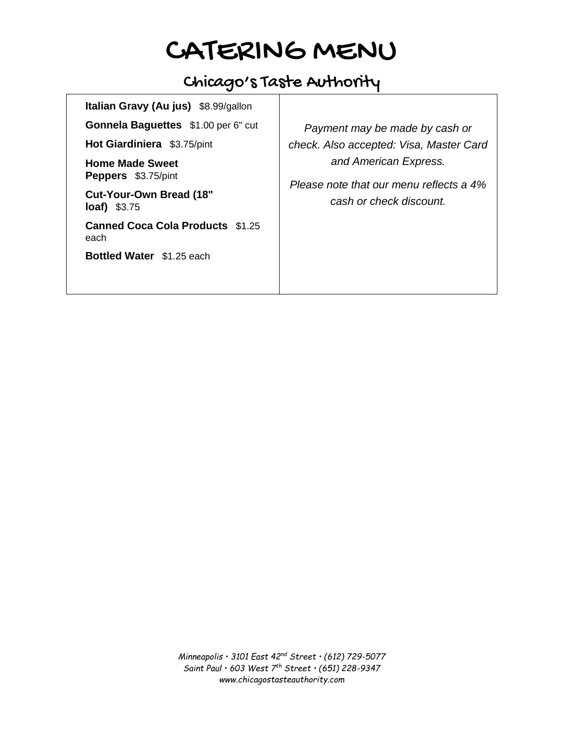# CATERING MENU

## Chicago's Taste Authority

**Italian Gravy (Au jus)** $8.99/gallon

**Gonnela Baguettes** $1.00 per 6" cut

**Hot Giardiniera** $3.75/pint

**Home Made Sweet Peppers** $3.75/pint

**Cut-Your-Own Bread (18" loaf)** $3.75

**Canned Coca Cola Products** $1.25 each

**Bottled Water** $1.25 each

*Payment may be made by cash or check. Also accepted: Visa, Master Card and American Express.*

*Please note that our menu reflects a 4% cash or check discount.*

*Minneapolis • 3101 East 42nd Street • (612) 729-5077*
*Saint Paul • 603 West 7th Street • (651) 228-9347*
*www.chicagostasteauthority.com*